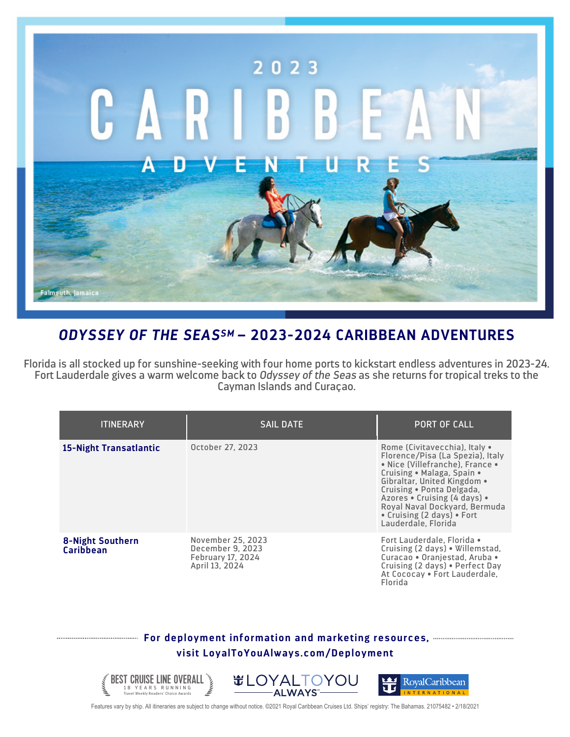# 2023 CARIBBEAN ADVENTURES

Falmouth, Jamaica

## *ODYSSEY OF THE SEAS*SM – 2023-2024 CARIBBEAN ADVENTURES

Florida is all stocked up for sunshine-seeking with four home ports to kickstart endless adventures in 2023-24. Fort Lauderdale gives a warm welcome back to *Odyssey of the Seas* as she returns for tropical treks to the Cayman Islands and Curaçao.

| ITINERARY | SAIL DATE | PORT OF CALL |
|---|---|---|
| **15-Night Transatlantic** | October 27, 2023 | Rome (Civitavecchia), Italy • Florence/Pisa (La Spezia), Italy • Nice (Villefranche), France • Cruising • Malaga, Spain • Gibraltar, United Kingdom • Cruising • Ponta Delgada, Azores • Cruising (4 days) • Royal Naval Dockyard, Bermuda • Cruising (2 days) • Fort Lauderdale, Florida |
| **8-Night Southern Caribbean** | November 25, 2023<br>December 9, 2023<br>February 17, 2024<br>April 13, 2024 | Fort Lauderdale, Florida • Cruising (2 days) • Willemstad, Curacao • Oranjestad, Aruba • Cruising (2 days) • Perfect Day At Cococay • Fort Lauderdale, Florida |

**For deployment information and marketing resources, visit LoyalToYouAlways.com/Deployment**

BEST CRUISE LINE OVERALL — 18 YEARS RUNNING — Travel Weekly Readers' Choice Awards

LOYAL TO YOU ALWAYS℠

Royal Caribbean INTERNATIONAL

Features vary by ship. All itineraries are subject to change without notice. ©2021 Royal Caribbean Cruises Ltd. Ships' registry: The Bahamas. 21075482 • 2/18/2021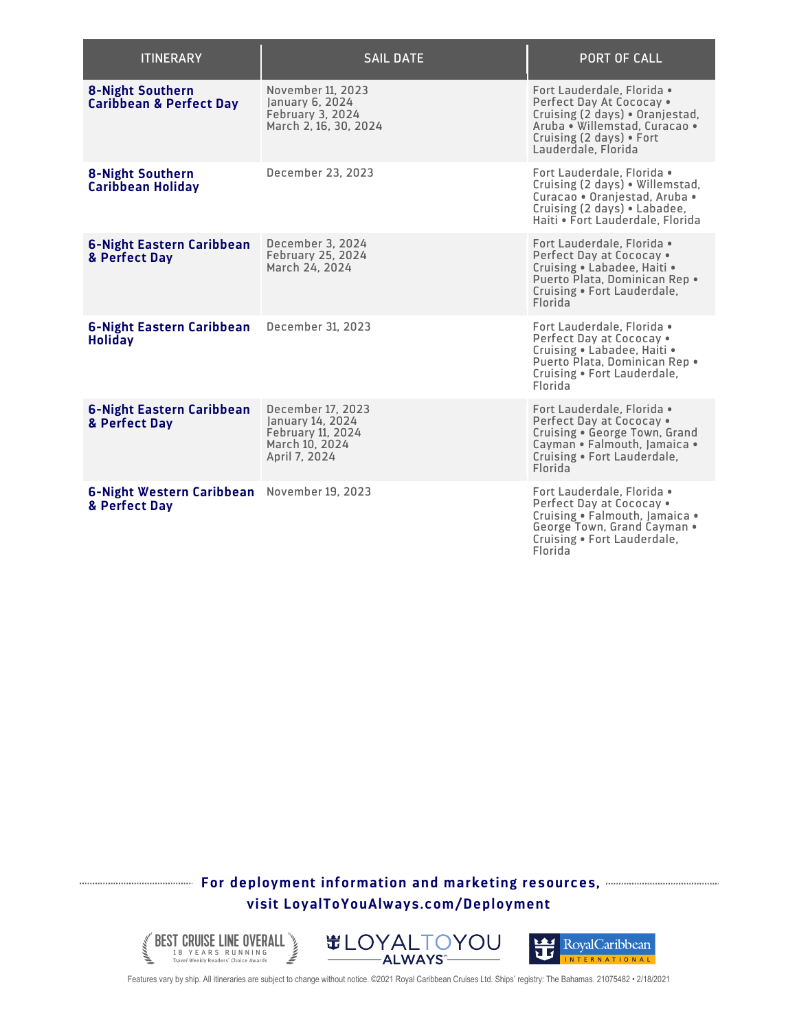| ITINERARY | SAIL DATE | PORT OF CALL |
| --- | --- | --- |
| **8-Night Southern Caribbean & Perfect Day** | November 11, 2023<br>January 6, 2024<br>February 3, 2024<br>March 2, 16, 30, 2024 | Fort Lauderdale, Florida • Perfect Day At Cococay • Cruising (2 days) • Oranjestad, Aruba • Willemstad, Curacao • Cruising (2 days) • Fort Lauderdale, Florida |
| **8-Night Southern Caribbean Holiday** | December 23, 2023 | Fort Lauderdale, Florida • Cruising (2 days) • Willemstad, Curacao • Oranjestad, Aruba • Cruising (2 days) • Labadee, Haiti • Fort Lauderdale, Florida |
| **6-Night Eastern Caribbean & Perfect Day** | December 3, 2024<br>February 25, 2024<br>March 24, 2024 | Fort Lauderdale, Florida • Perfect Day at Cococay • Cruising • Labadee, Haiti • Puerto Plata, Dominican Rep • Cruising • Fort Lauderdale, Florida |
| **6-Night Eastern Caribbean Holiday** | December 31, 2023 | Fort Lauderdale, Florida • Perfect Day at Cococay • Cruising • Labadee, Haiti • Puerto Plata, Dominican Rep • Cruising • Fort Lauderdale, Florida |
| **6-Night Eastern Caribbean & Perfect Day** | December 17, 2023<br>January 14, 2024<br>February 11, 2024<br>March 10, 2024<br>April 7, 2024 | Fort Lauderdale, Florida • Perfect Day at Cococay • Cruising • George Town, Grand Cayman • Falmouth, Jamaica • Cruising • Fort Lauderdale, Florida |
| **6-Night Western Caribbean & Perfect Day** | November 19, 2023 | Fort Lauderdale, Florida • Perfect Day at Cococay • Cruising • Falmouth, Jamaica • George Town, Grand Cayman • Cruising • Fort Lauderdale, Florida |

**For deployment information and marketing resources, visit LoyalToYouAlways.com/Deployment**

BEST CRUISE LINE OVERALL
18 YEARS RUNNING
Travel Weekly Readers' Choice Awards

LOYALTOYOU ALWAYS

Royal Caribbean INTERNATIONAL

Features vary by ship. All itineraries are subject to change without notice. ©2021 Royal Caribbean Cruises Ltd. Ships' registry: The Bahamas. 21075482 • 2/18/2021